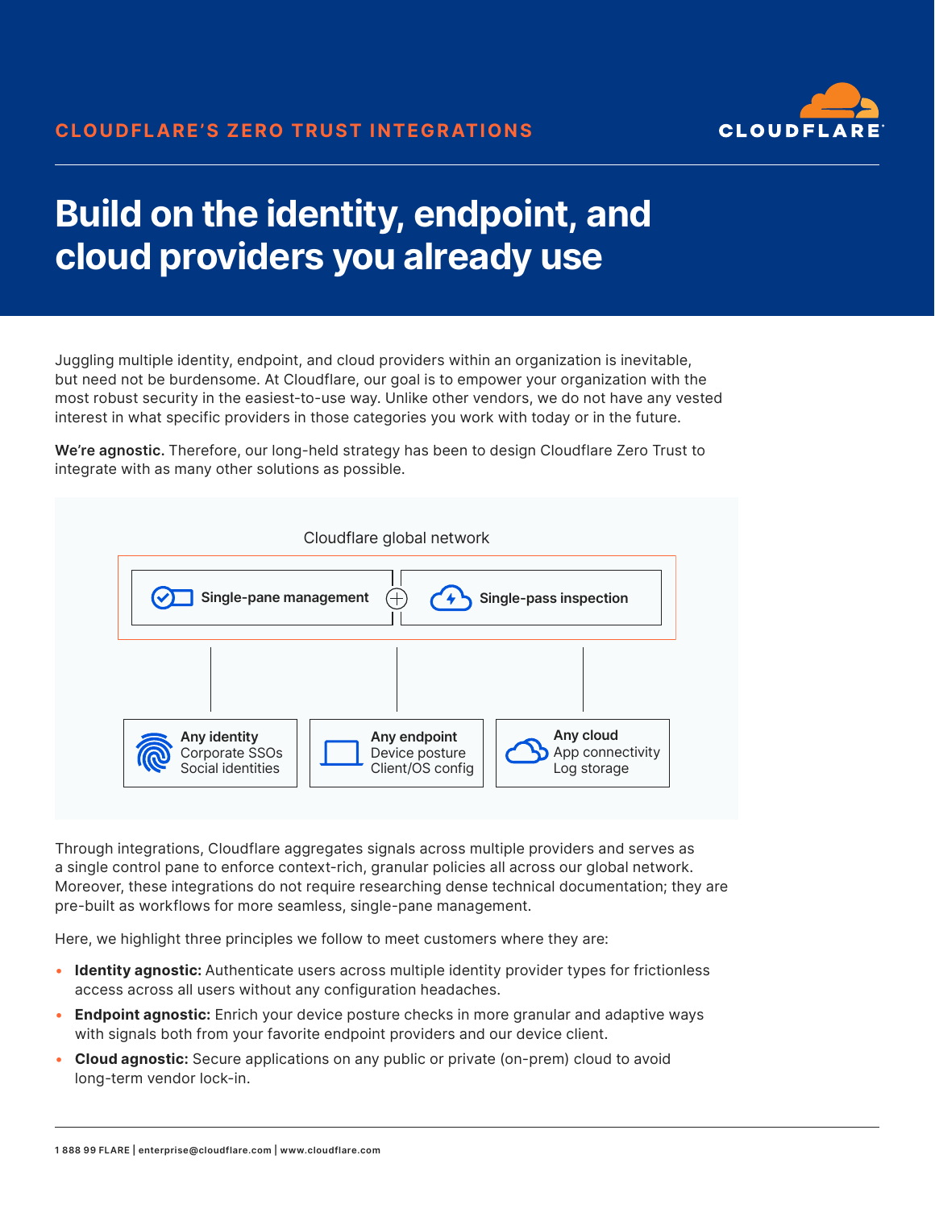CLOUDFLARE'S ZERO TRUST INTEGRATIONS

# Build on the identity, endpoint, and cloud providers you already use

Juggling multiple identity, endpoint, and cloud providers within an organization is inevitable, but need not be burdensome. At Cloudflare, our goal is to empower your organization with the most robust security in the easiest-to-use way. Unlike other vendors, we do not have any vested interest in what specific providers in those categories you work with today or in the future.

**We're agnostic.** Therefore, our long-held strategy has been to design Cloudflare Zero Trust to integrate with as many other solutions as possible.

Cloudflare global network

Single-pane management

Single-pass inspection

Any identity
Corporate SSOs
Social identities

Any endpoint
Device posture
Client/OS config

Any cloud
App connectivity
Log storage

Through integrations, Cloudflare aggregates signals across multiple providers and serves as a single control pane to enforce context-rich, granular policies all across our global network. Moreover, these integrations do not require researching dense technical documentation; they are pre-built as workflows for more seamless, single-pane management.

Here, we highlight three principles we follow to meet customers where they are:

- **Identity agnostic:** Authenticate users across multiple identity provider types for frictionless access across all users without any configuration headaches.
- **Endpoint agnostic:** Enrich your device posture checks in more granular and adaptive ways with signals both from your favorite endpoint providers and our device client.
- **Cloud agnostic:** Secure applications on any public or private (on-prem) cloud to avoid long-term vendor lock-in.

1 888 99 FLARE | enterprise@cloudflare.com | www.cloudflare.com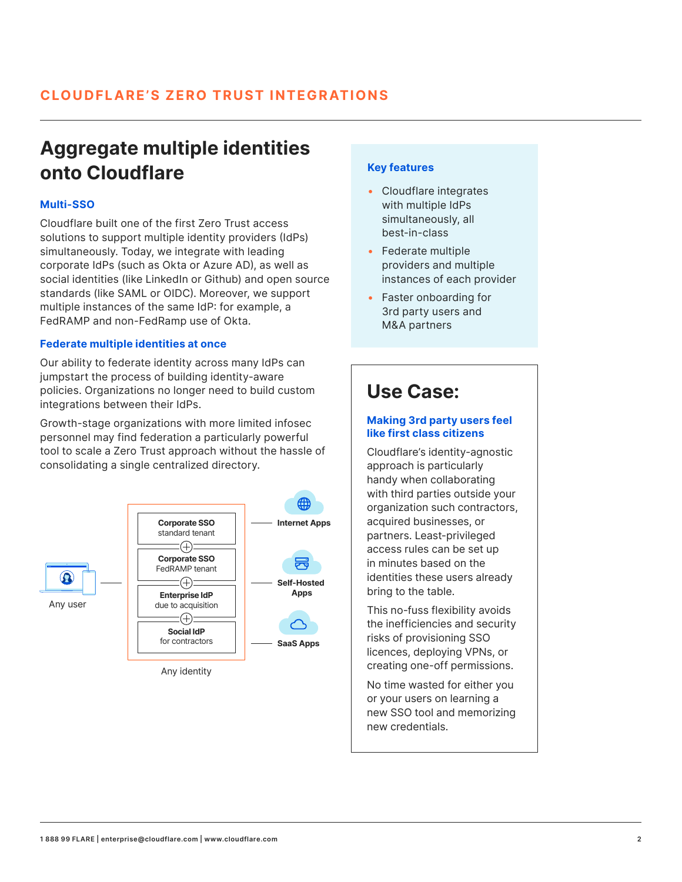CLOUDFLARE'S ZERO TRUST INTEGRATIONS

# Aggregate multiple identities onto Cloudflare

### Multi-SSO

Cloudflare built one of the first Zero Trust access solutions to support multiple identity providers (IdPs) simultaneously. Today, we integrate with leading corporate IdPs (such as Okta or Azure AD), as well as social identities (like LinkedIn or Github) and open source standards (like SAML or OIDC). Moreover, we support multiple instances of the same IdP: for example, a FedRAMP and non-FedRamp use of Okta.

### Federate multiple identities at once

Our ability to federate identity across many IdPs can jumpstart the process of building identity-aware policies. Organizations no longer need to build custom integrations between their IdPs.

Growth-stage organizations with more limited infosec personnel may find federation a particularly powerful tool to scale a Zero Trust approach without the hassle of consolidating a single centralized directory.

Any user

**Corporate SSO**
standard tenant

**Corporate SSO**
FedRAMP tenant

**Enterprise IdP**
due to acquisition

**Social IdP**
for contractors

Any identity

**Internet Apps**

**Self-Hosted Apps**

**SaaS Apps**

### Key features

- Cloudflare integrates with multiple IdPs simultaneously, all best-in-class
- Federate multiple providers and multiple instances of each provider
- Faster onboarding for 3rd party users and M&A partners

## Use Case:

### Making 3rd party users feel like first class citizens

Cloudflare's identity-agnostic approach is particularly handy when collaborating with third parties outside your organization such contractors, acquired businesses, or partners. Least-privileged access rules can be set up in minutes based on the identities these users already bring to the table.

This no-fuss flexibility avoids the inefficiencies and security risks of provisioning SSO licences, deploying VPNs, or creating one-off permissions.

No time wasted for either you or your users on learning a new SSO tool and memorizing new credentials.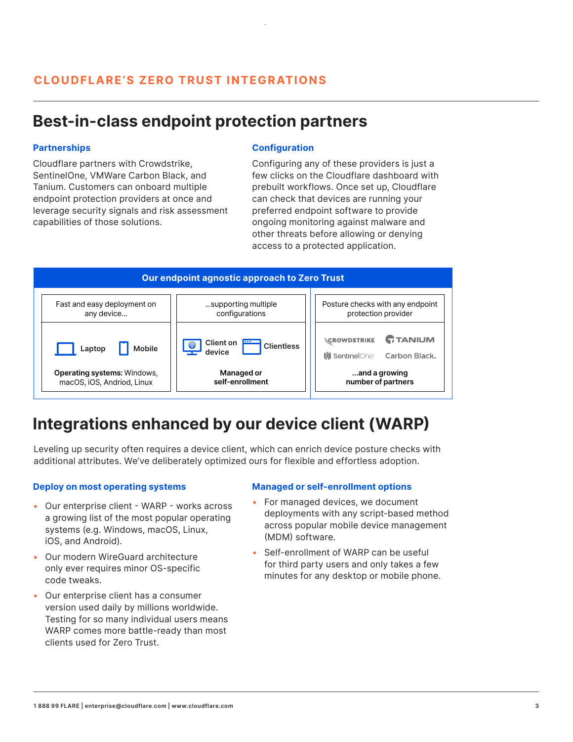CLOUDFLARE'S ZERO TRUST INTEGRATIONS

# Best-in-class endpoint protection partners

### Partnerships

Cloudflare partners with Crowdstrike, SentinelOne, VMWare Carbon Black, and Tanium. Customers can onboard multiple endpoint protection providers at once and leverage security signals and risk assessment capabilities of those solutions.

### Configuration

Configuring any of these providers is just a few clicks on the Cloudflare dashboard with prebuilt workflows. Once set up, Cloudflare can check that devices are running your preferred endpoint software to provide ongoing monitoring against malware and other threats before allowing or denying access to a protected application.

**Our endpoint agnostic approach to Zero Trust**

| Fast and easy deployment on any device... | ...supporting multiple configurations | Posture checks with any endpoint protection provider |
|---|---|---|
| Laptop, Mobile | Client on device, Clientless | CrowdStrike, Tanium, SentinelOne, Carbon Black. |
| **Operating systems:** Windows, macOS, iOS, Andriod, Linux | **Managed or self-enrollment** | **...and a growing number of partners** |

# Integrations enhanced by our device client (WARP)

Leveling up security often requires a device client, which can enrich device posture checks with additional attributes. We've deliberately optimized ours for flexible and effortless adoption.

### Deploy on most operating systems

- Our enterprise client - WARP - works across a growing list of the most popular operating systems (e.g. Windows, macOS, Linux, iOS, and Android).
- Our modern WireGuard architecture only ever requires minor OS-specific code tweaks.
- Our enterprise client has a consumer version used daily by millions worldwide. Testing for so many individual users means WARP comes more battle-ready than most clients used for Zero Trust.

### Managed or self-enrollment options

- For managed devices, we document deployments with any script-based method across popular mobile device management (MDM) software.
- Self-enrollment of WARP can be useful for third party users and only takes a few minutes for any desktop or mobile phone.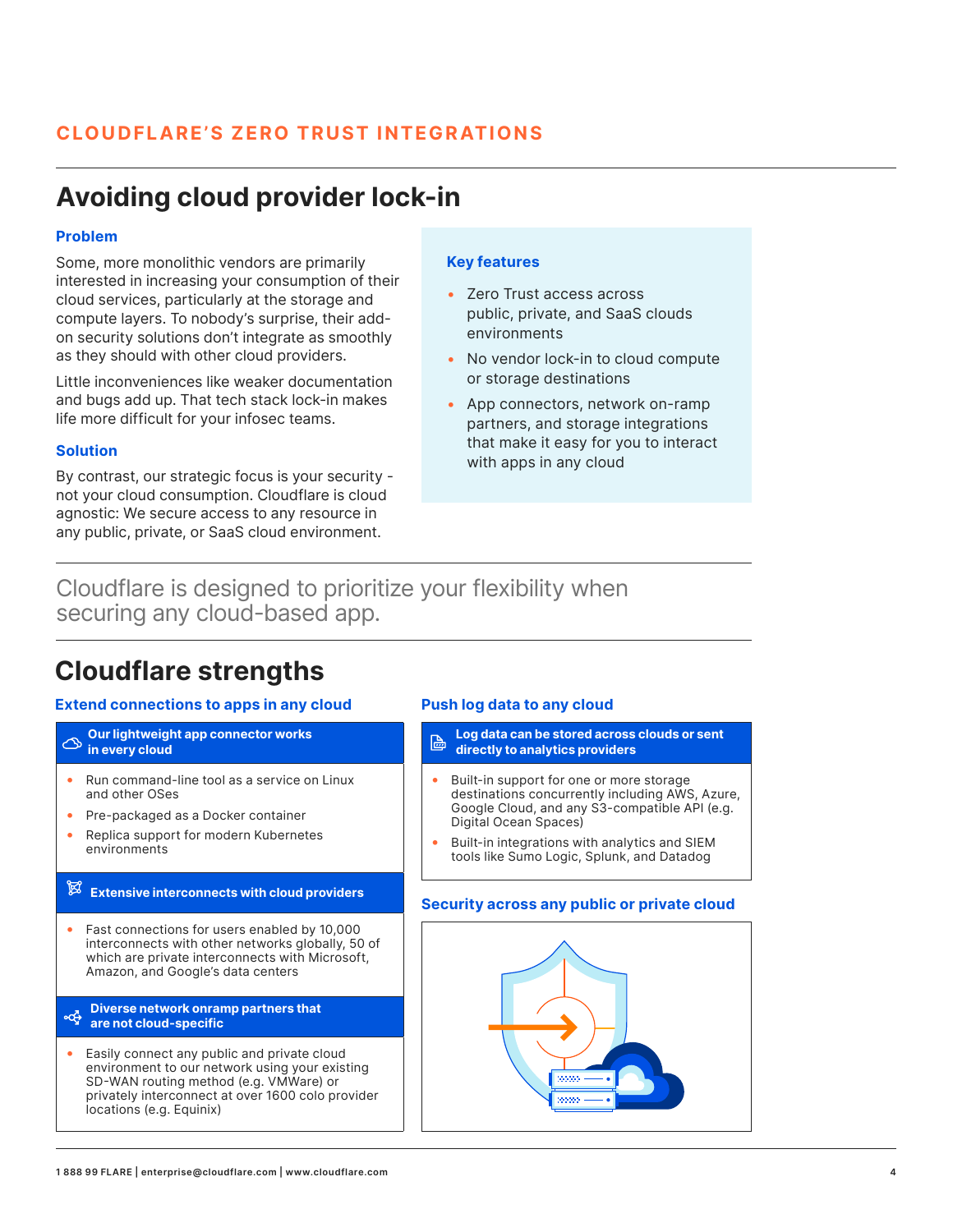CLOUDFLARE'S ZERO TRUST INTEGRATIONS

# Avoiding cloud provider lock-in

### Problem

Some, more monolithic vendors are primarily interested in increasing your consumption of their cloud services, particularly at the storage and compute layers. To nobody's surprise, their add-on security solutions don't integrate as smoothly as they should with other cloud providers.

Little inconveniences like weaker documentation and bugs add up. That tech stack lock-in makes life more difficult for your infosec teams.

### Solution

By contrast, our strategic focus is your security - not your cloud consumption. Cloudflare is cloud agnostic: We secure access to any resource in any public, private, or SaaS cloud environment.

### Key features

- Zero Trust access across public, private, and SaaS clouds environments
- No vendor lock-in to cloud compute or storage destinations
- App connectors, network on-ramp partners, and storage integrations that make it easy for you to interact with apps in any cloud

Cloudflare is designed to prioritize your flexibility when securing any cloud-based app.

# Cloudflare strengths

### Extend connections to apps in any cloud

**Our lightweight app connector works in every cloud**

- Run command-line tool as a service on Linux and other OSes
- Pre-packaged as a Docker container
- Replica support for modern Kubernetes environments

**Extensive interconnects with cloud providers**

- Fast connections for users enabled by 10,000 interconnects with other networks globally, 50 of which are private interconnects with Microsoft, Amazon, and Google's data centers

**Diverse network onramp partners that are not cloud-specific**

- Easily connect any public and private cloud environment to our network using your existing SD-WAN routing method (e.g. VMWare) or privately interconnect at over 1600 colo provider locations (e.g. Equinix)

### Push log data to any cloud

**Log data can be stored across clouds or sent directly to analytics providers**

- Built-in support for one or more storage destinations concurrently including AWS, Azure, Google Cloud, and any S3-compatible API (e.g. Digital Ocean Spaces)
- Built-in integrations with analytics and SIEM tools like Sumo Logic, Splunk, and Datadog

### Security across any public or private cloud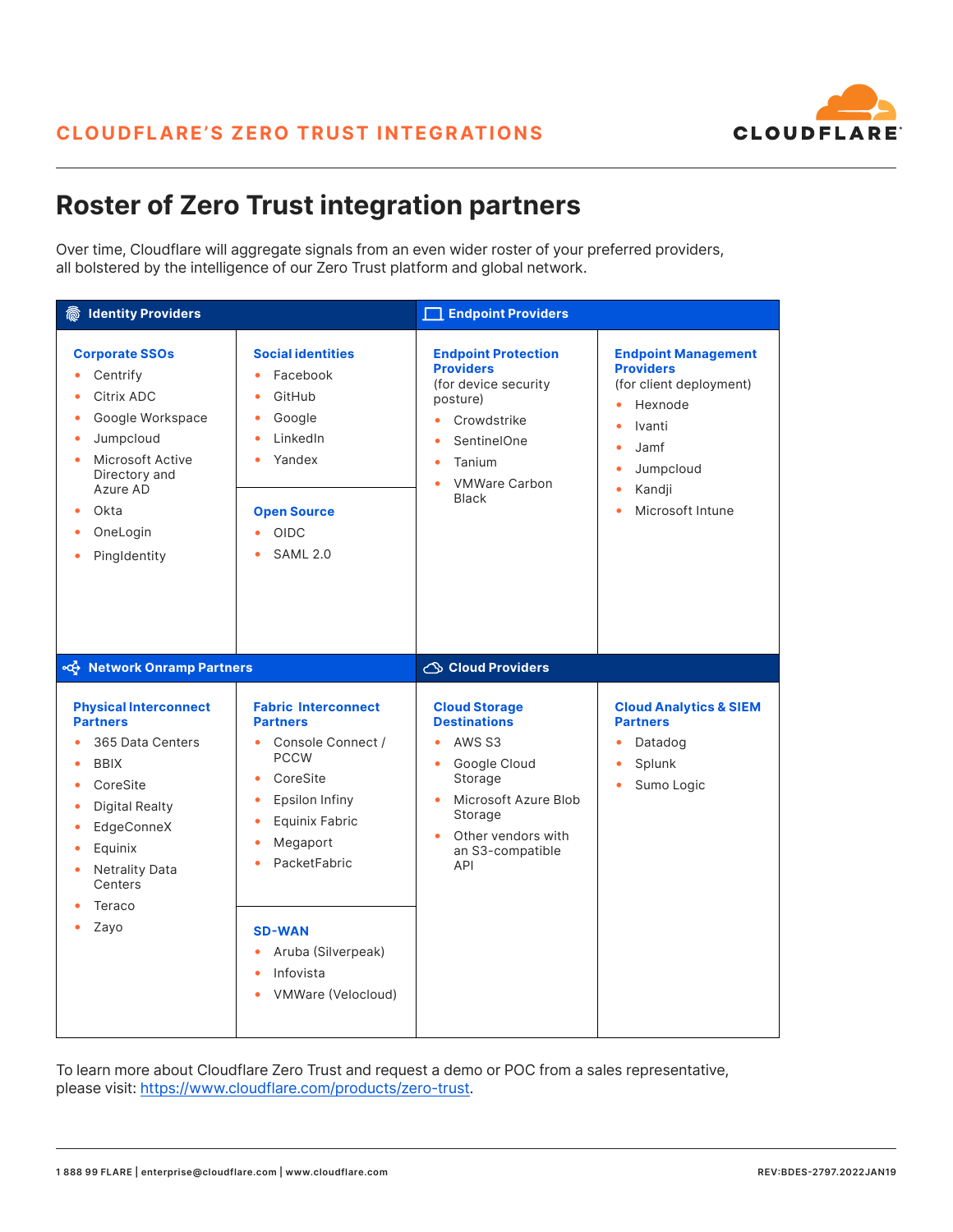CLOUDFLARE'S ZERO TRUST INTEGRATIONS

# Roster of Zero Trust integration partners

Over time, Cloudflare will aggregate signals from an even wider roster of your preferred providers, all bolstered by the intelligence of our Zero Trust platform and global network.

## Identity Providers

### Corporate SSOs

- Centrify
- Citrix ADC
- Google Workspace
- Jumpcloud
- Microsoft Active Directory and Azure AD
- Okta
- OneLogin
- PingIdentity

### Social identities

- Facebook
- GitHub
- Google
- LinkedIn
- Yandex

### Open Source

- OIDC
- SAML 2.0

## Endpoint Providers

### Endpoint Protection Providers
(for device security posture)

- Crowdstrike
- SentinelOne
- Tanium
- VMWare Carbon Black

### Endpoint Management Providers
(for client deployment)

- Hexnode
- Ivanti
- Jamf
- Jumpcloud
- Kandji
- Microsoft Intune

## Network Onramp Partners

### Physical Interconnect Partners

- 365 Data Centers
- BBIX
- CoreSite
- Digital Realty
- EdgeConneX
- Equinix
- Netrality Data Centers
- Teraco
- Zayo

### Fabric Interconnect Partners

- Console Connect / PCCW
- CoreSite
- Epsilon Infiny
- Equinix Fabric
- Megaport
- PacketFabric

### SD-WAN

- Aruba (Silverpeak)
- Infovista
- VMWare (Velocloud)

## Cloud Providers

### Cloud Storage Destinations

- AWS S3
- Google Cloud Storage
- Microsoft Azure Blob Storage
- Other vendors with an S3-compatible API

### Cloud Analytics & SIEM Partners

- Datadog
- Splunk
- Sumo Logic

To learn more about Cloudflare Zero Trust and request a demo or POC from a sales representative, please visit: https://www.cloudflare.com/products/zero-trust.

1 888 99 FLARE | enterprise@cloudflare.com | www.cloudflare.com

REV:BDES-2797.2022JAN19